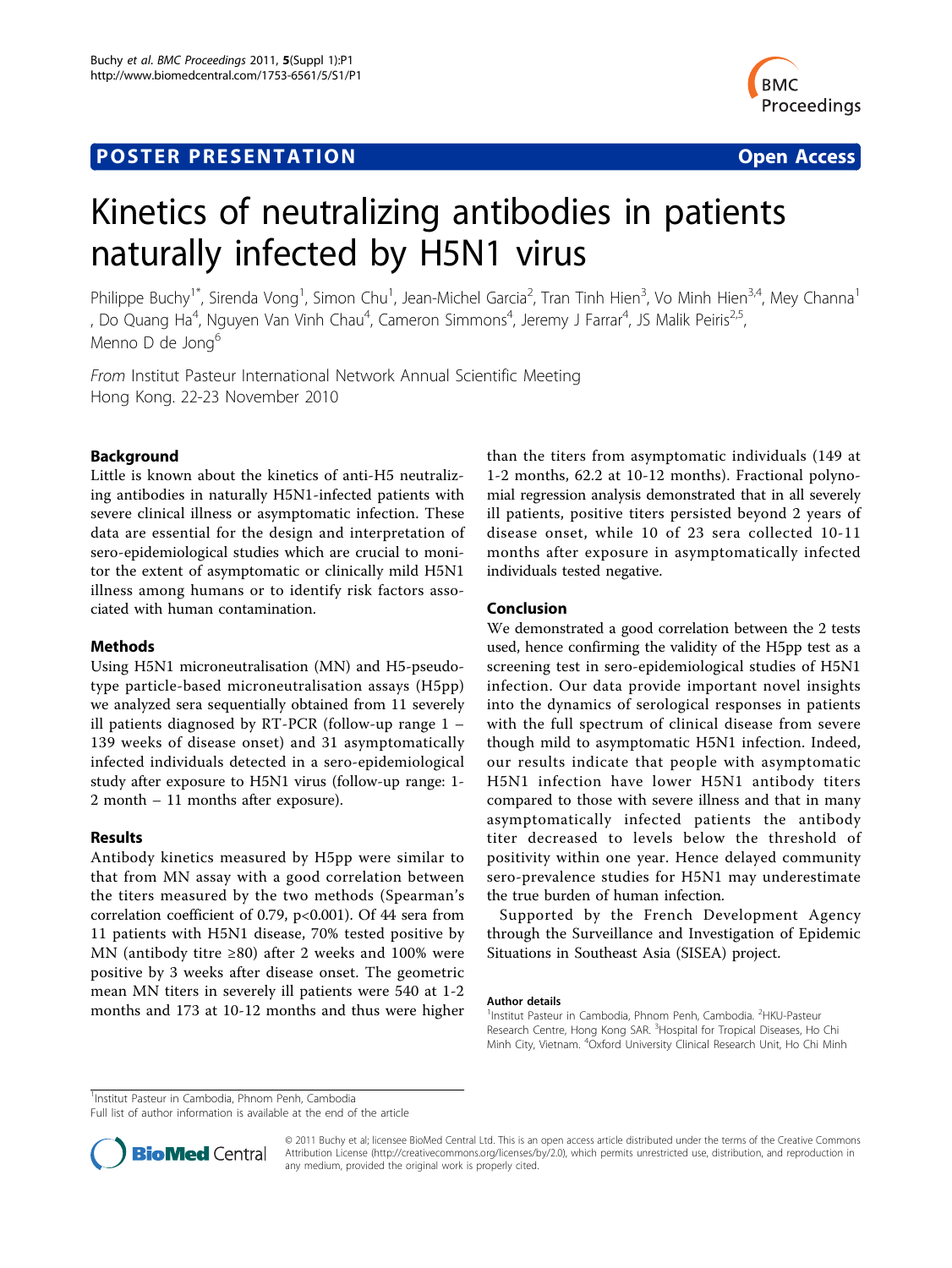**POSTER PRESENTATION** **Open Access**

# Kinetics of neutralizing antibodies in patients naturally infected by H5N1 virus

Philippe Buchy[1*], Sirenda Vong[1], Simon Chu[1], Jean-Michel Garcia[2], Tran Tinh Hien[3], Vo Minh Hien[3,4], Mey Channa[1], Do Quang Ha[4], Nguyen Van Vinh Chau[4], Cameron Simmons[4], Jeremy J Farrar[4], JS Malik Peiris[2,5], Menno D de Jong[6]

*From* Institut Pasteur International Network Annual Scientific Meeting
Hong Kong. 22-23 November 2010

## Background

Little is known about the kinetics of anti-H5 neutralizing antibodies in naturally H5N1-infected patients with severe clinical illness or asymptomatic infection. These data are essential for the design and interpretation of sero-epidemiological studies which are crucial to monitor the extent of asymptomatic or clinically mild H5N1 illness among humans or to identify risk factors associated with human contamination.

## Methods

Using H5N1 microneutralisation (MN) and H5-pseudotype particle-based microneutralisation assays (H5pp) we analyzed sera sequentially obtained from 11 severely ill patients diagnosed by RT-PCR (follow-up range 1 – 139 weeks of disease onset) and 31 asymptomatically infected individuals detected in a sero-epidemiological study after exposure to H5N1 virus (follow-up range: 1-2 month – 11 months after exposure).

## Results

Antibody kinetics measured by H5pp were similar to that from MN assay with a good correlation between the titers measured by the two methods (Spearman's correlation coefficient of 0.79, $p<0.001$). Of 44 sera from 11 patients with H5N1 disease, 70% tested positive by MN (antibody titre ≥80) after 2 weeks and 100% were positive by 3 weeks after disease onset. The geometric mean MN titers in severely ill patients were 540 at 1-2 months and 173 at 10-12 months and thus were higher than the titers from asymptomatic individuals (149 at 1-2 months, 62.2 at 10-12 months). Fractional polynomial regression analysis demonstrated that in all severely ill patients, positive titers persisted beyond 2 years of disease onset, while 10 of 23 sera collected 10-11 months after exposure in asymptomatically infected individuals tested negative.

## Conclusion

We demonstrated a good correlation between the 2 tests used, hence confirming the validity of the H5pp test as a screening test in sero-epidemiological studies of H5N1 infection. Our data provide important novel insights into the dynamics of serological responses in patients with the full spectrum of clinical disease from severe though mild to asymptomatic H5N1 infection. Indeed, our results indicate that people with asymptomatic H5N1 infection have lower H5N1 antibody titers compared to those with severe illness and that in many asymptomatically infected patients the antibody titer decreased to levels below the threshold of positivity within one year. Hence delayed community sero-prevalence studies for H5N1 may underestimate the true burden of human infection.

Supported by the French Development Agency through the Surveillance and Investigation of Epidemic Situations in Southeast Asia (SISEA) project.

**Author details**
[1]Institut Pasteur in Cambodia, Phnom Penh, Cambodia. [2]HKU-Pasteur Research Centre, Hong Kong SAR. [3]Hospital for Tropical Diseases, Ho Chi Minh City, Vietnam. [4]Oxford University Clinical Research Unit, Ho Chi Minh

[1]Institut Pasteur in Cambodia, Phnom Penh, Cambodia
Full list of author information is available at the end of the article

© 2011 Buchy et al; licensee BioMed Central Ltd. This is an open access article distributed under the terms of the Creative Commons Attribution License (http://creativecommons.org/licenses/by/2.0), which permits unrestricted use, distribution, and reproduction in any medium, provided the original work is properly cited.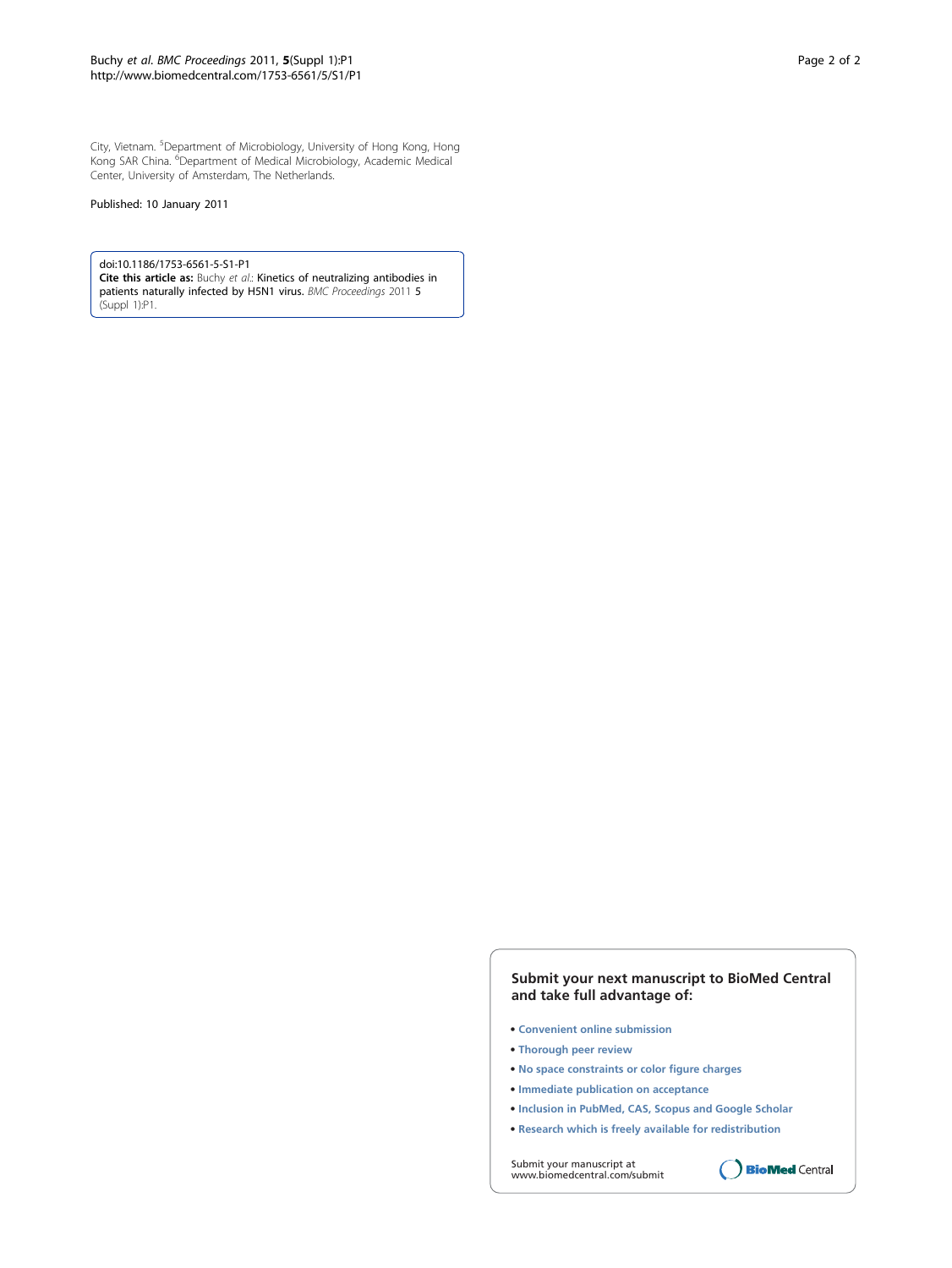City, Vietnam. [5]Department of Microbiology, University of Hong Kong, Hong Kong SAR China. [6]Department of Medical Microbiology, Academic Medical Center, University of Amsterdam, The Netherlands.

Published: 10 January 2011

doi:10.1186/1753-6561-5-S1-P1
**Cite this article as:** Buchy *et al.*: Kinetics of neutralizing antibodies in patients naturally infected by H5N1 virus. *BMC Proceedings* 2011 **5** (Suppl 1):P1.

**Submit your next manuscript to BioMed Central and take full advantage of:**

- **Convenient online submission**
- **Thorough peer review**
- **No space constraints or color figure charges**
- **Immediate publication on acceptance**
- **Inclusion in PubMed, CAS, Scopus and Google Scholar**
- **Research which is freely available for redistribution**

Submit your manuscript at
www.biomedcentral.com/submit

BioMed Central